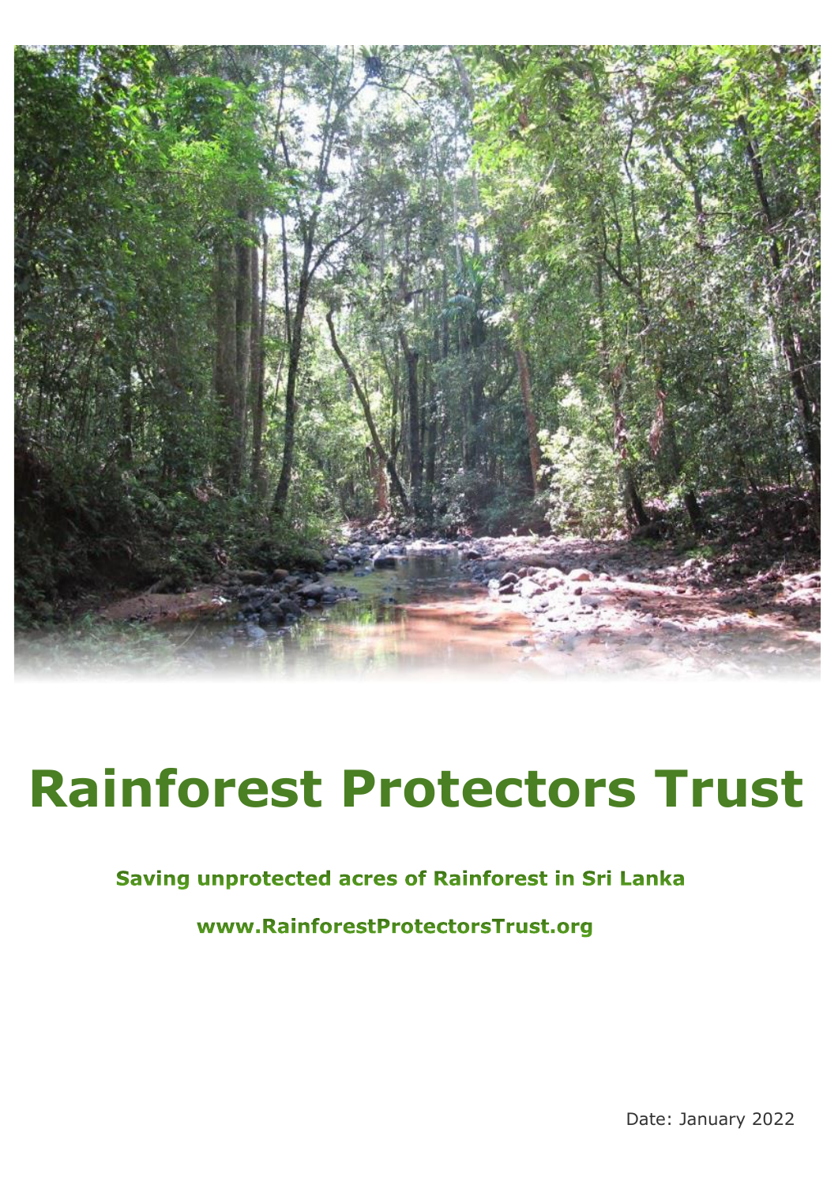# Rainforest Protectors Trust

**Saving unprotected acres of Rainforest in Sri Lanka**

**www.RainforestProtectorsTrust.org**

Date: January 2022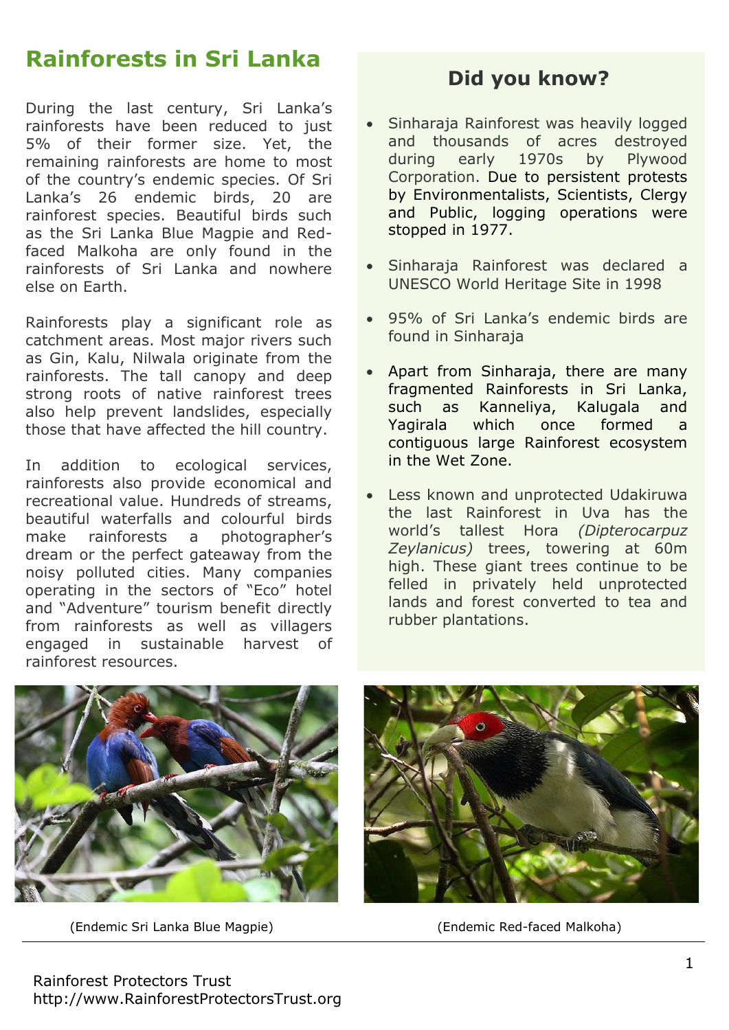# Rainforests in Sri Lanka

During the last century, Sri Lanka's rainforests have been reduced to just 5% of their former size. Yet, the remaining rainforests are home to most of the country's endemic species. Of Sri Lanka's 26 endemic birds, 20 are rainforest species. Beautiful birds such as the Sri Lanka Blue Magpie and Red-faced Malkoha are only found in the rainforests of Sri Lanka and nowhere else on Earth.

Rainforests play a significant role as catchment areas. Most major rivers such as Gin, Kalu, Nilwala originate from the rainforests. The tall canopy and deep strong roots of native rainforest trees also help prevent landslides, especially those that have affected the hill country.

In addition to ecological services, rainforests also provide economical and recreational value. Hundreds of streams, beautiful waterfalls and colourful birds make rainforests a photographer's dream or the perfect gateaway from the noisy polluted cities. Many companies operating in the sectors of "Eco" hotel and "Adventure" tourism benefit directly from rainforests as well as villagers engaged in sustainable harvest of rainforest resources.

## Did you know?

- Sinharaja Rainforest was heavily logged and thousands of acres destroyed during early 1970s by Plywood Corporation. Due to persistent protests by Environmentalists, Scientists, Clergy and Public, logging operations were stopped in 1977.
- Sinharaja Rainforest was declared a UNESCO World Heritage Site in 1998
- 95% of Sri Lanka's endemic birds are found in Sinharaja
- Apart from Sinharaja, there are many fragmented Rainforests in Sri Lanka, such as Kanneliya, Kalugala and Yagirala which once formed a contiguous large Rainforest ecosystem in the Wet Zone.
- Less known and unprotected Udakiruwa the last Rainforest in Uva has the world's tallest Hora *(Dipterocarpuz Zeylanicus)* trees, towering at 60m high. These giant trees continue to be felled in privately held unprotected lands and forest converted to tea and rubber plantations.

(Endemic Sri Lanka Blue Magpie)

(Endemic Red-faced Malkoha)

Rainforest Protectors Trust
http://www.RainforestProtectorsTrust.org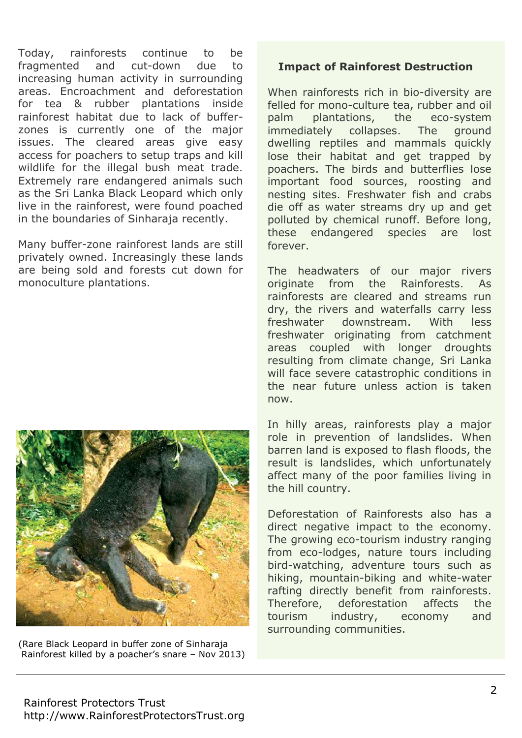Today, rainforests continue to be fragmented and cut-down due to increasing human activity in surrounding areas. Encroachment and deforestation for tea & rubber plantations inside rainforest habitat due to lack of buffer-zones is currently one of the major issues. The cleared areas give easy access for poachers to setup traps and kill wildlife for the illegal bush meat trade. Extremely rare endangered animals such as the Sri Lanka Black Leopard which only live in the rainforest, were found poached in the boundaries of Sinharaja recently.

Many buffer-zone rainforest lands are still privately owned. Increasingly these lands are being sold and forests cut down for monoculture plantations.

(Rare Black Leopard in buffer zone of Sinharaja Rainforest killed by a poacher's snare – Nov 2013)

**Impact of Rainforest Destruction**

When rainforests rich in bio-diversity are felled for mono-culture tea, rubber and oil palm plantations, the eco-system immediately collapses. The ground dwelling reptiles and mammals quickly lose their habitat and get trapped by poachers. The birds and butterflies lose important food sources, roosting and nesting sites. Freshwater fish and crabs die off as water streams dry up and get polluted by chemical runoff. Before long, these endangered species are lost forever.

The headwaters of our major rivers originate from the Rainforests. As rainforests are cleared and streams run dry, the rivers and waterfalls carry less freshwater downstream. With less freshwater originating from catchment areas coupled with longer droughts resulting from climate change, Sri Lanka will face severe catastrophic conditions in the near future unless action is taken now.

In hilly areas, rainforests play a major role in prevention of landslides. When barren land is exposed to flash floods, the result is landslides, which unfortunately affect many of the poor families living in the hill country.

Deforestation of Rainforests also has a direct negative impact to the economy. The growing eco-tourism industry ranging from eco-lodges, nature tours including bird-watching, adventure tours such as hiking, mountain-biking and white-water rafting directly benefit from rainforests. Therefore, deforestation affects the tourism industry, economy and surrounding communities.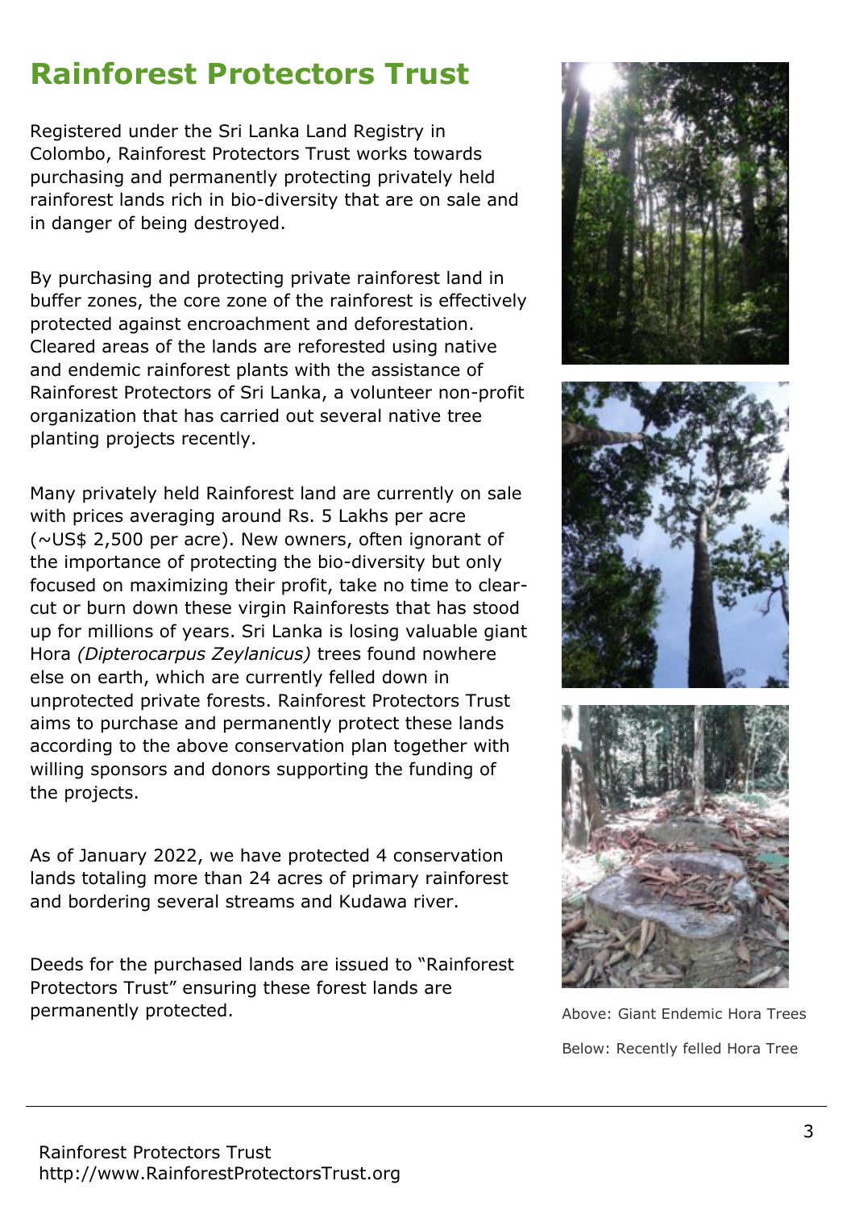# Rainforest Protectors Trust

Registered under the Sri Lanka Land Registry in Colombo, Rainforest Protectors Trust works towards purchasing and permanently protecting privately held rainforest lands rich in bio-diversity that are on sale and in danger of being destroyed.

By purchasing and protecting private rainforest land in buffer zones, the core zone of the rainforest is effectively protected against encroachment and deforestation. Cleared areas of the lands are reforested using native and endemic rainforest plants with the assistance of Rainforest Protectors of Sri Lanka, a volunteer non-profit organization that has carried out several native tree planting projects recently.

Many privately held Rainforest land are currently on sale with prices averaging around Rs. 5 Lakhs per acre (~US$ 2,500 per acre). New owners, often ignorant of the importance of protecting the bio-diversity but only focused on maximizing their profit, take no time to clear-cut or burn down these virgin Rainforests that has stood up for millions of years. Sri Lanka is losing valuable giant Hora *(Dipterocarpus Zeylanicus)* trees found nowhere else on earth, which are currently felled down in unprotected private forests. Rainforest Protectors Trust aims to purchase and permanently protect these lands according to the above conservation plan together with willing sponsors and donors supporting the funding of the projects.

As of January 2022, we have protected 4 conservation lands totaling more than 24 acres of primary rainforest and bordering several streams and Kudawa river.

Deeds for the purchased lands are issued to "Rainforest Protectors Trust" ensuring these forest lands are permanently protected.

Above: Giant Endemic Hora Trees

Below: Recently felled Hora Tree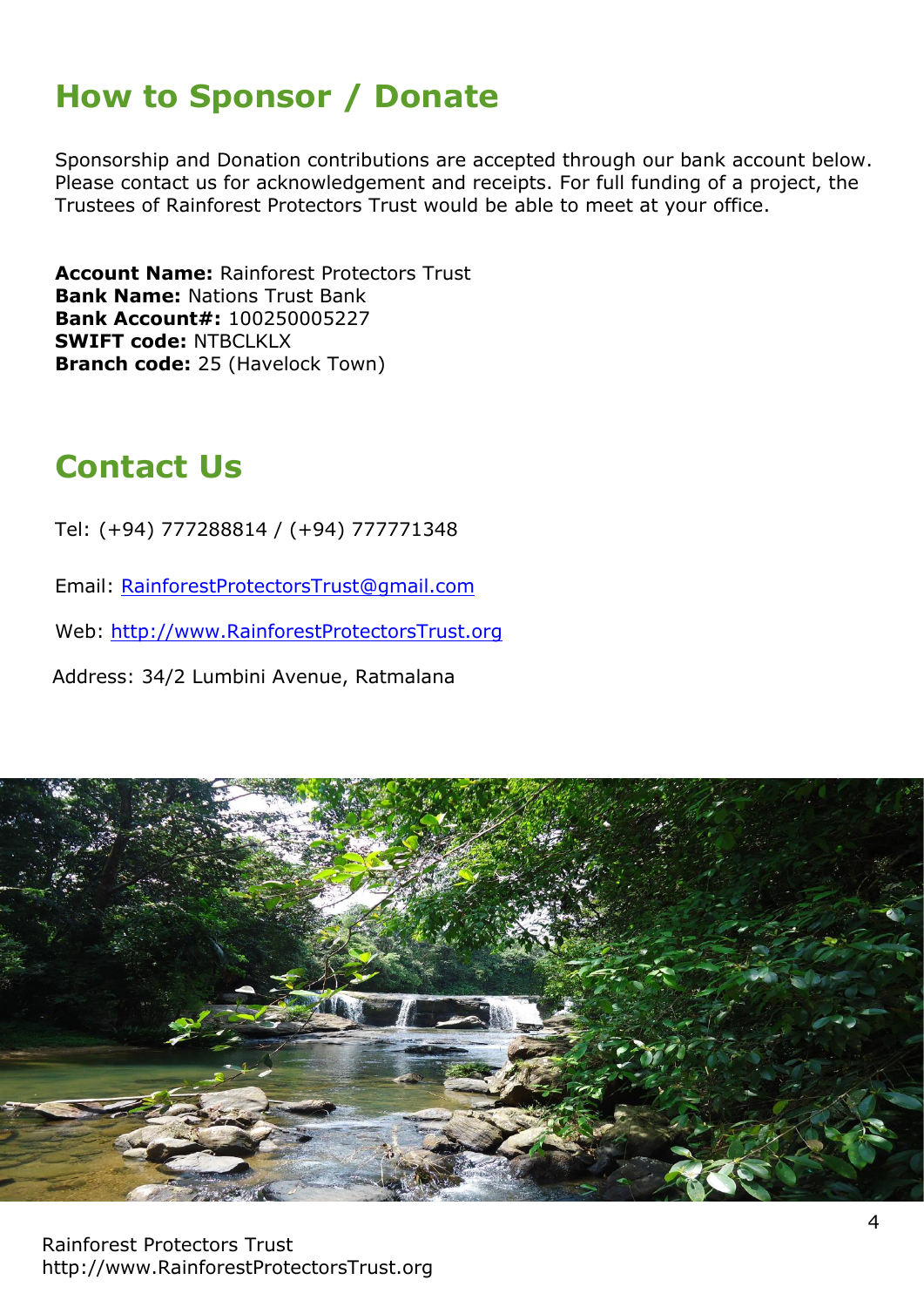## How to Sponsor / Donate

Sponsorship and Donation contributions are accepted through our bank account below. Please contact us for acknowledgement and receipts. For full funding of a project, the Trustees of Rainforest Protectors Trust would be able to meet at your office.

**Account Name:** Rainforest Protectors Trust
**Bank Name:** Nations Trust Bank
**Bank Account#:** 100250005227
**SWIFT code:** NTBCLKLX
**Branch code:** 25 (Havelock Town)

## Contact Us

Tel: (+94) 777288814 / (+94) 777771348

Email: RainforestProtectorsTrust@gmail.com

Web: http://www.RainforestProtectorsTrust.org

Address: 34/2 Lumbini Avenue, Ratmalana